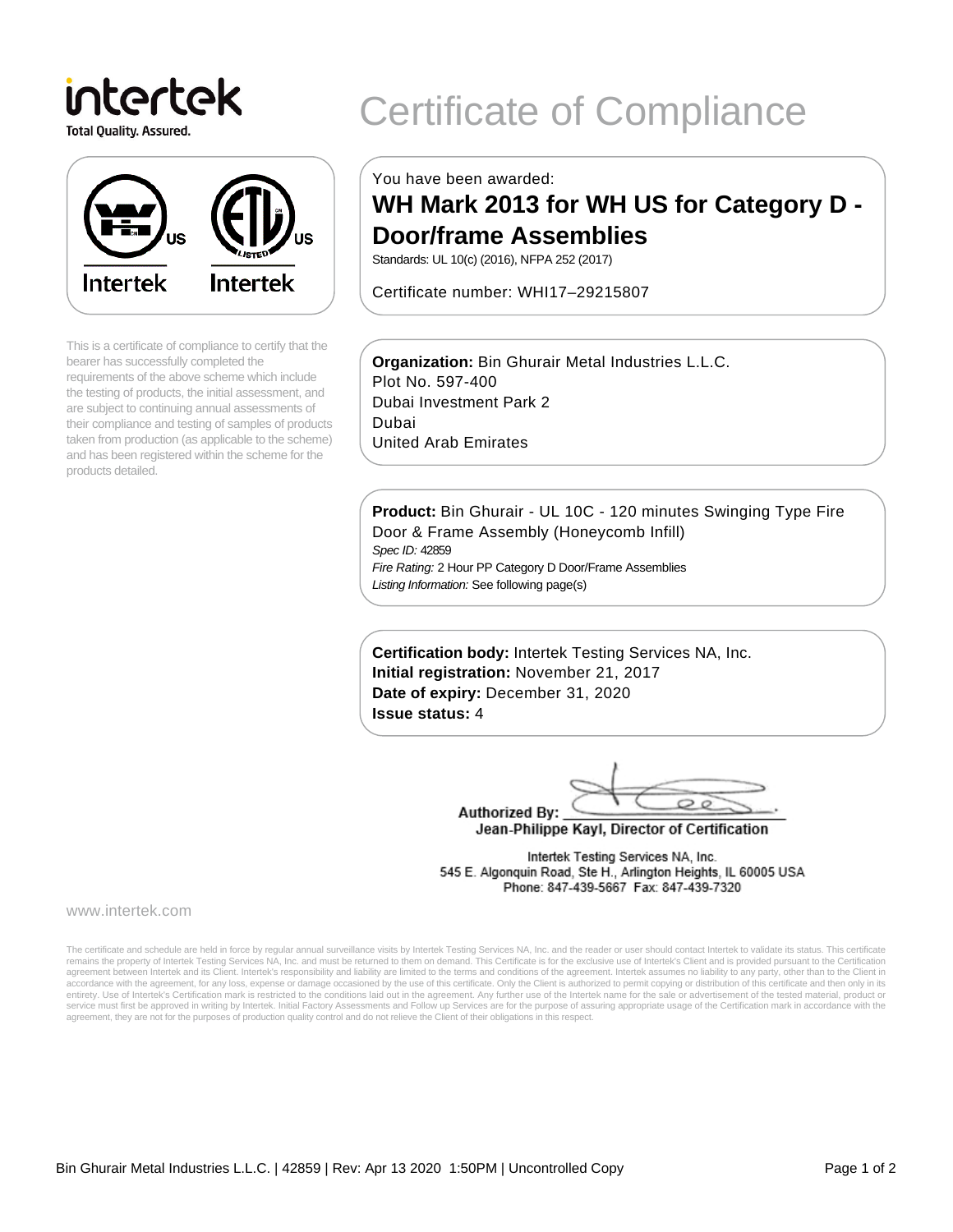intertek

Total Quality. Assured.

# Certificate of Compliance

This is a certificate of compliance to certify that the bearer has successfully completed the requirements of the above scheme which include the testing of products, the initial assessment, and are subject to continuing annual assessments of their compliance and testing of samples of products taken from production (as applicable to the scheme) and has been registered within the scheme for the products detailed.

You have been awarded:

## WH Mark 2013 for WH US for Category D - Door/frame Assemblies

Standards: UL 10(c) (2016), NFPA 252 (2017)

Certificate number: WHI17–29215807

**Organization:** Bin Ghurair Metal Industries L.L.C.
Plot No. 597-400
Dubai Investment Park 2
Dubai
United Arab Emirates

**Product:** Bin Ghurair - UL 10C - 120 minutes Swinging Type Fire Door & Frame Assembly (Honeycomb Infill)
*Spec ID:* 42859
*Fire Rating:* 2 Hour PP Category D Door/Frame Assemblies
*Listing Information:* See following page(s)

**Certification body:** Intertek Testing Services NA, Inc.
**Initial registration:** November 21, 2017
**Date of expiry:** December 31, 2020
**Issue status:** 4

Authorized By:
Jean-Philippe Kayl, Director of Certification

Intertek Testing Services NA, Inc.
545 E. Algonquin Road, Ste H., Arlington Heights, IL 60005 USA
Phone: 847-439-5667 Fax: 847-439-7320

www.intertek.com

The certificate and schedule are held in force by regular annual surveillance visits by Intertek Testing Services NA, Inc. and the reader or user should contact Intertek to validate its status. This certificate remains the property of Intertek Testing Services NA, Inc. and must be returned to them on demand. This Certificate is for the exclusive use of Intertek's Client and is provided pursuant to the Certification agreement between Intertek and its Client. Intertek's responsibility and liability are limited to the terms and conditions of the agreement. Intertek assumes no liability to any party, other than to the Client in accordance with the agreement, for any loss, expense or damage occasioned by the use of this certificate. Only the Client is authorized to permit copying or distribution of this certificate and then only in its entirety. Use of Intertek's Certification mark is restricted to the conditions laid out in the agreement. Any further use of the Intertek name for the sale or advertisement of the tested material, product or service must first be approved in writing by Intertek. Initial Factory Assessments and Follow up Services are for the purpose of assuring appropriate usage of the Certification mark in accordance with the agreement, they are not for the purposes of production quality control and do not relieve the Client of their obligations in this respect.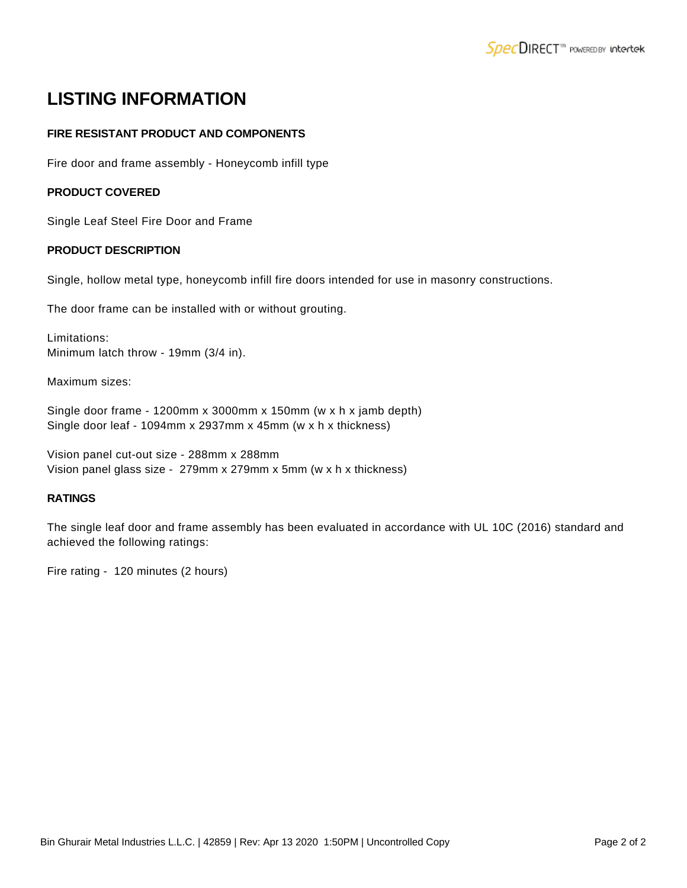# LISTING INFORMATION

### FIRE RESISTANT PRODUCT AND COMPONENTS

Fire door and frame assembly - Honeycomb infill type

### PRODUCT COVERED

Single Leaf Steel Fire Door and Frame

### PRODUCT DESCRIPTION

Single, hollow metal type, honeycomb infill fire doors intended for use in masonry constructions.

The door frame can be installed with or without grouting.

Limitations:
Minimum latch throw - 19mm (3/4 in).

Maximum sizes:

Single door frame - 1200mm x 3000mm x 150mm (w x h x jamb depth)
Single door leaf - 1094mm x 2937mm x 45mm (w x h x thickness)

Vision panel cut-out size - 288mm x 288mm
Vision panel glass size - 279mm x 279mm x 5mm (w x h x thickness)

### RATINGS

The single leaf door and frame assembly has been evaluated in accordance with UL 10C (2016) standard and achieved the following ratings:

Fire rating - 120 minutes (2 hours)